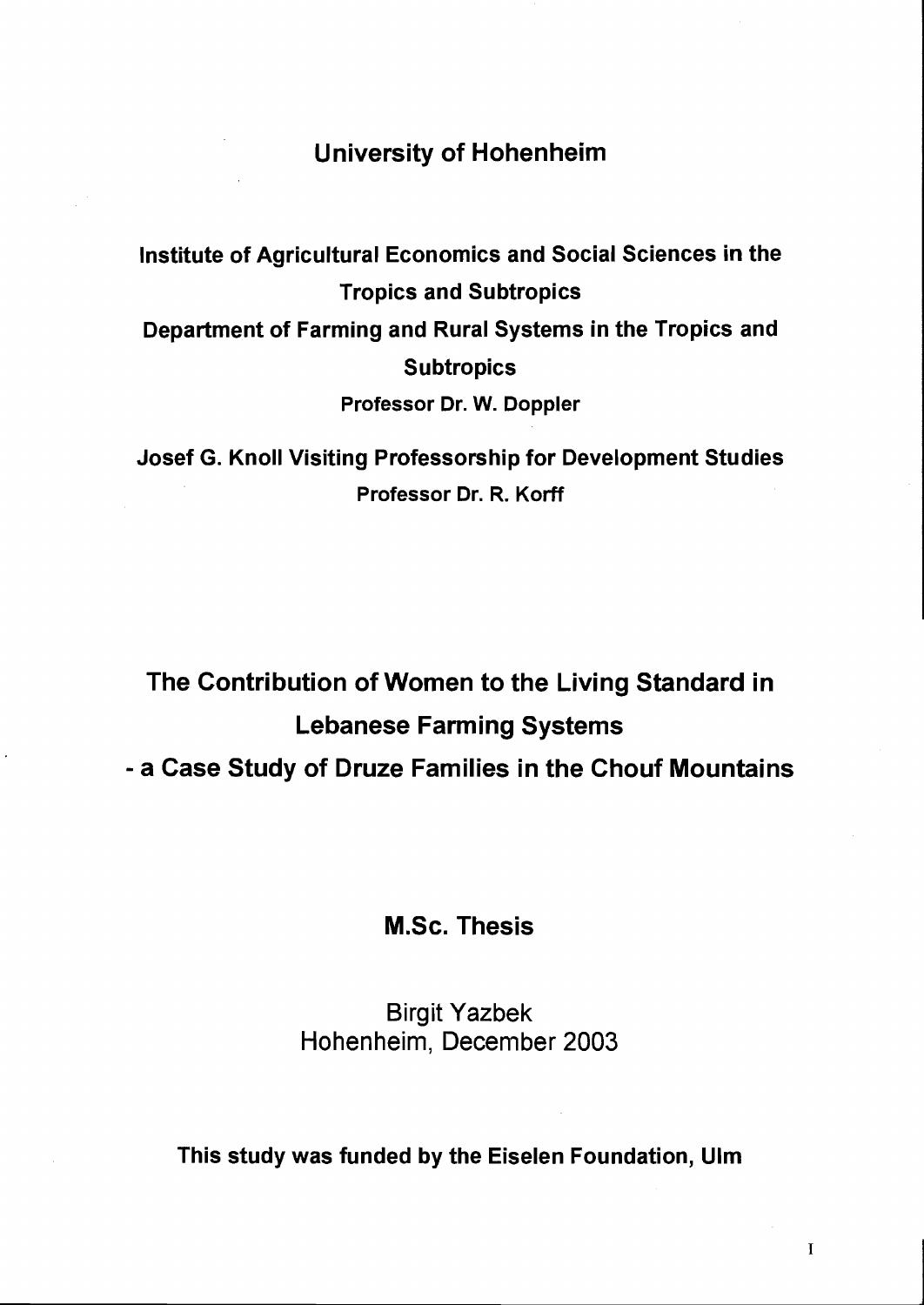# University of Hohenheim

**Institute of Agricultural Economics and Social Sciences in the Tropics and Subtropics**

**Department of Farming and Rural Systems in the Tropics and Subtropics**

**Professor Dr. W. Doppler**

**Josef G. Knoll Visiting Professorship for Development Studies**

**Professor Dr. R. Korff**

# The Contribution of Women to the Living Standard in Lebanese Farming Systems

## - a Case Study of Druze Families in the Chouf Mountains

**M.Sc. Thesis**

Birgit Yazbek
Hohenheim, December 2003

**This study was funded by the Eiselen Foundation, Ulm**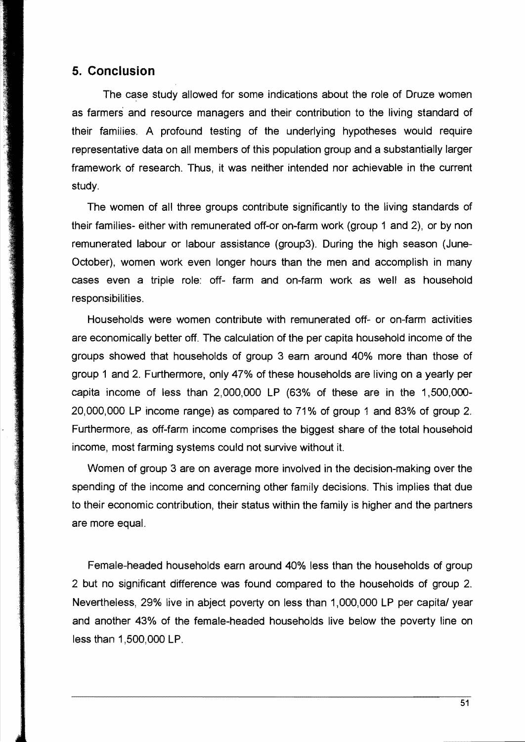## 5. Conclusion

The case study allowed for some indications about the role of Druze women as farmers and resource managers and their contribution to the living standard of their families. A profound testing of the underlying hypotheses would require representative data on all members of this population group and a substantially larger framework of research. Thus, it was neither intended nor achievable in the current study.

The women of all three groups contribute significantly to the living standards of their families- either with remunerated off-or on-farm work (group 1 and 2), or by non remunerated labour or labour assistance (group3). During the high season (June-October), women work even longer hours than the men and accomplish in many cases even a triple role: off- farm and on-farm work as well as household responsibilities.

Households were women contribute with remunerated off- or on-farm activities are economically better off. The calculation of the per capita household income of the groups showed that households of group 3 earn around 40% more than those of group 1 and 2. Furthermore, only 47% of these households are living on a yearly per capita income of less than 2,000,000 LP (63% of these are in the 1,500,000-20,000,000 LP income range) as compared to 71% of group 1 and 83% of group 2. Furthermore, as off-farm income comprises the biggest share of the total household income, most farming systems could not survive without it.

Women of group 3 are on average more involved in the decision-making over the spending of the income and concerning other family decisions. This implies that due to their economic contribution, their status within the family is higher and the partners are more equal.

Female-headed households earn around 40% less than the households of group 2 but no significant difference was found compared to the households of group 2. Nevertheless, 29% live in abject poverty on less than 1,000,000 LP per capita/ year and another 43% of the female-headed households live below the poverty line on less than 1,500,000 LP.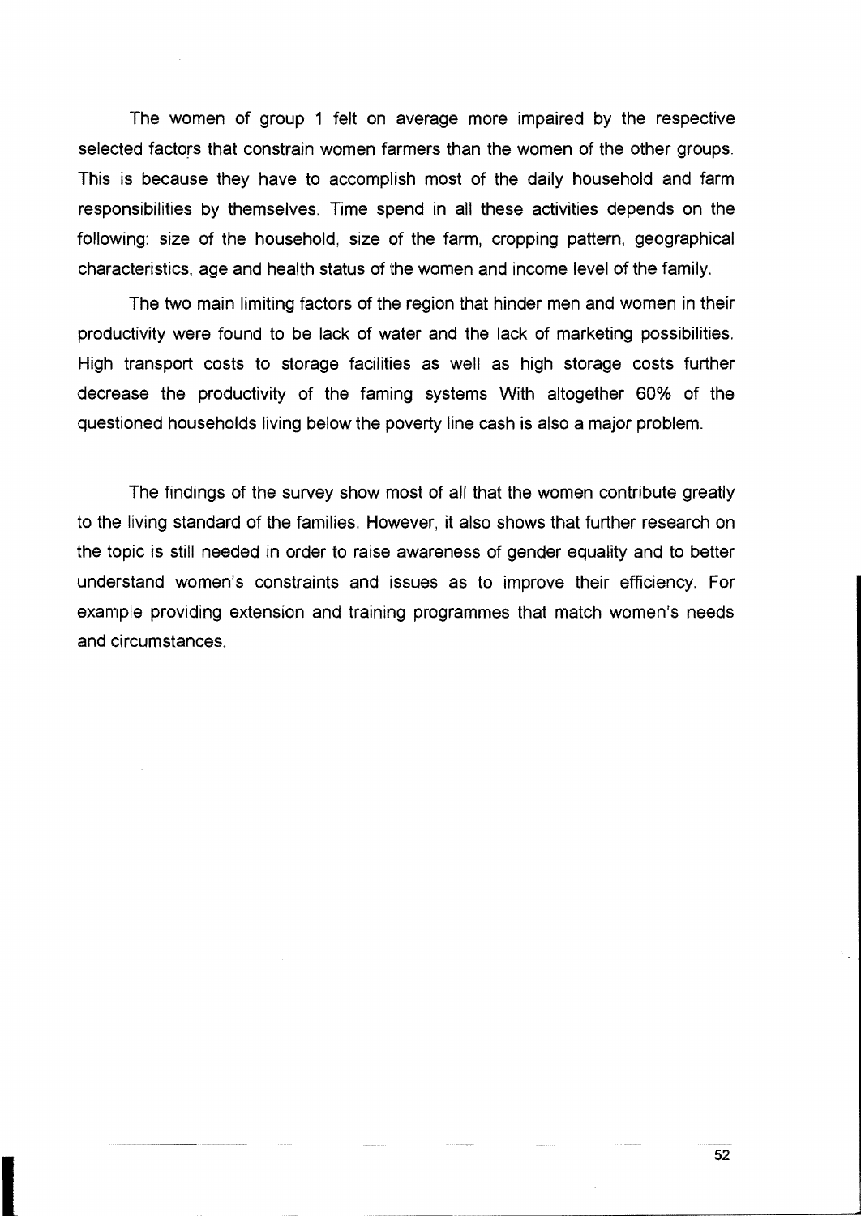The women of group 1 felt on average more impaired by the respective selected factors that constrain women farmers than the women of the other groups. This is because they have to accomplish most of the daily household and farm responsibilities by themselves. Time spend in all these activities depends on the following: size of the household, size of the farm, cropping pattern, geographical characteristics, age and health status of the women and income level of the family.

The two main limiting factors of the region that hinder men and women in their productivity were found to be lack of water and the lack of marketing possibilities. High transport costs to storage facilities as well as high storage costs further decrease the productivity of the faming systems With altogether 60% of the questioned households living below the poverty line cash is also a major problem.

The findings of the survey show most of all that the women contribute greatly to the living standard of the families. However, it also shows that further research on the topic is still needed in order to raise awareness of gender equality and to better understand women's constraints and issues as to improve their efficiency. For example providing extension and training programmes that match women's needs and circumstances.